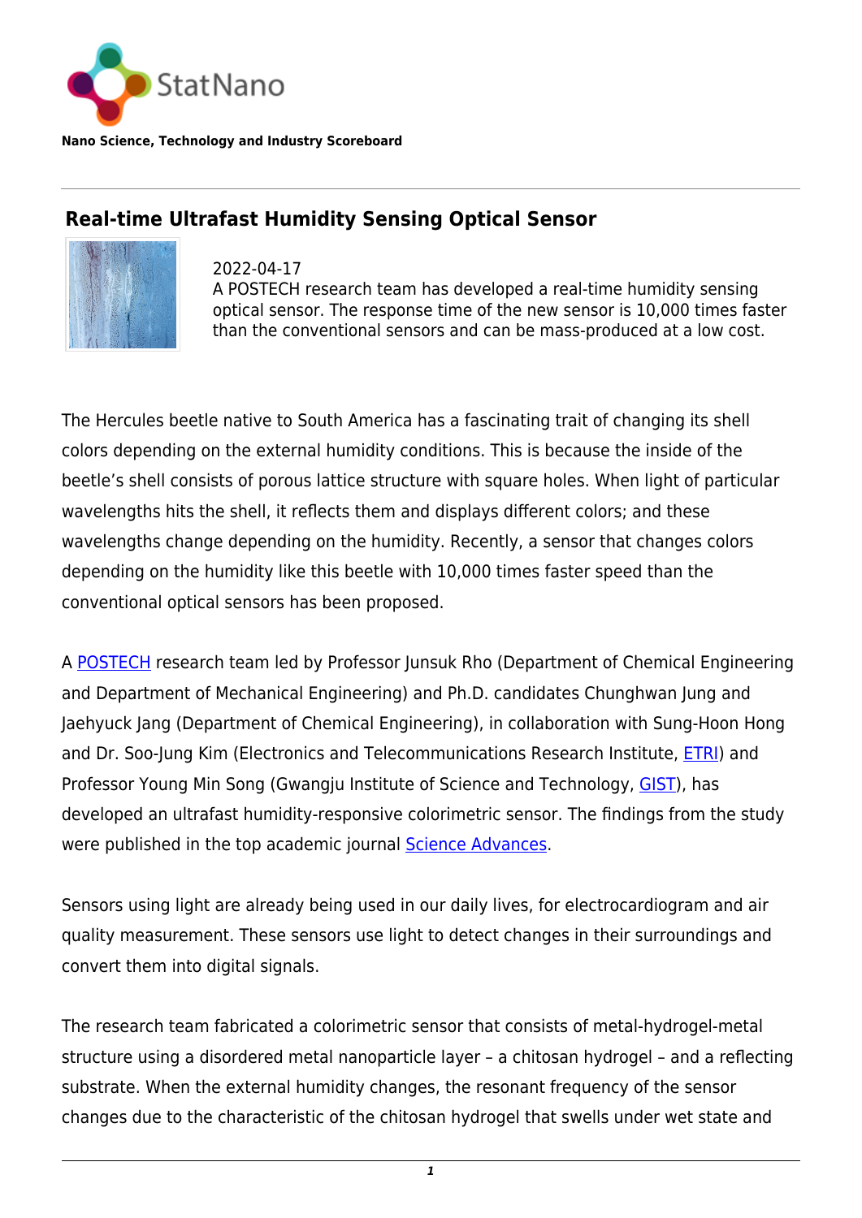StatNano

**Nano Science, Technology and Industry Scoreboard**

## Real-time Ultrafast Humidity Sensing Optical Sensor

2022-04-17

A POSTECH research team has developed a real-time humidity sensing optical sensor. The response time of the new sensor is 10,000 times faster than the conventional sensors and can be mass-produced at a low cost.

The Hercules beetle native to South America has a fascinating trait of changing its shell colors depending on the external humidity conditions. This is because the inside of the beetle's shell consists of porous lattice structure with square holes. When light of particular wavelengths hits the shell, it reflects them and displays different colors; and these wavelengths change depending on the humidity. Recently, a sensor that changes colors depending on the humidity like this beetle with 10,000 times faster speed than the conventional optical sensors has been proposed.

A POSTECH research team led by Professor Junsuk Rho (Department of Chemical Engineering and Department of Mechanical Engineering) and Ph.D. candidates Chunghwan Jung and Jaehyuck Jang (Department of Chemical Engineering), in collaboration with Sung-Hoon Hong and Dr. Soo-Jung Kim (Electronics and Telecommunications Research Institute, ETRI) and Professor Young Min Song (Gwangju Institute of Science and Technology, GIST), has developed an ultrafast humidity-responsive colorimetric sensor. The findings from the study were published in the top academic journal Science Advances.

Sensors using light are already being used in our daily lives, for electrocardiogram and air quality measurement. These sensors use light to detect changes in their surroundings and convert them into digital signals.

The research team fabricated a colorimetric sensor that consists of metal-hydrogel-metal structure using a disordered metal nanoparticle layer – a chitosan hydrogel – and a reflecting substrate. When the external humidity changes, the resonant frequency of the sensor changes due to the characteristic of the chitosan hydrogel that swells under wet state and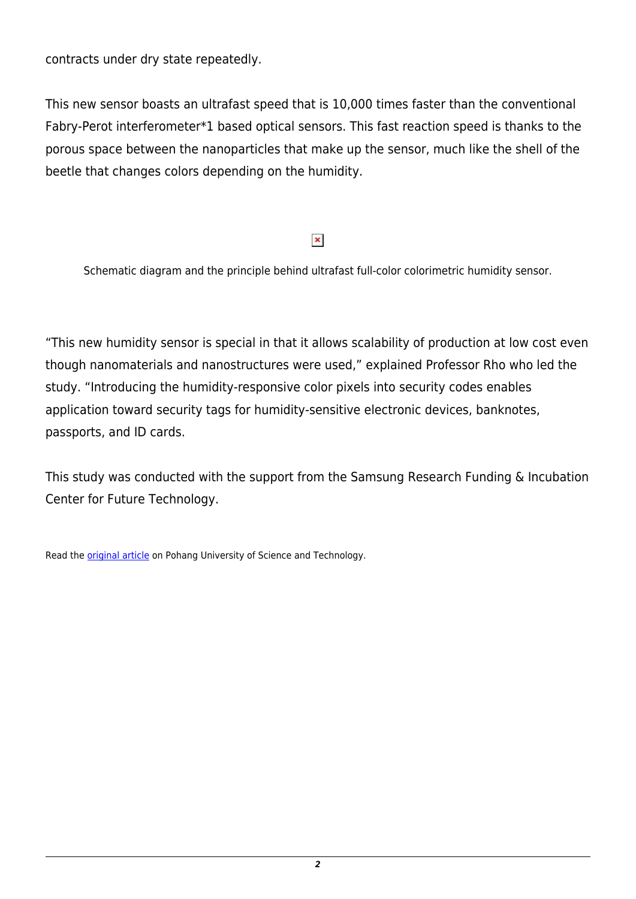contracts under dry state repeatedly.

This new sensor boasts an ultrafast speed that is 10,000 times faster than the conventional Fabry-Perot interferometer*1 based optical sensors. This fast reaction speed is thanks to the porous space between the nanoparticles that make up the sensor, much like the shell of the beetle that changes colors depending on the humidity.

Schematic diagram and the principle behind ultrafast full-color colorimetric humidity sensor.

“This new humidity sensor is special in that it allows scalability of production at low cost even though nanomaterials and nanostructures were used,” explained Professor Rho who led the study. “Introducing the humidity-responsive color pixels into security codes enables application toward security tags for humidity-sensitive electronic devices, banknotes, passports, and ID cards.

This study was conducted with the support from the Samsung Research Funding & Incubation Center for Future Technology.

Read the original article on Pohang University of Science and Technology.